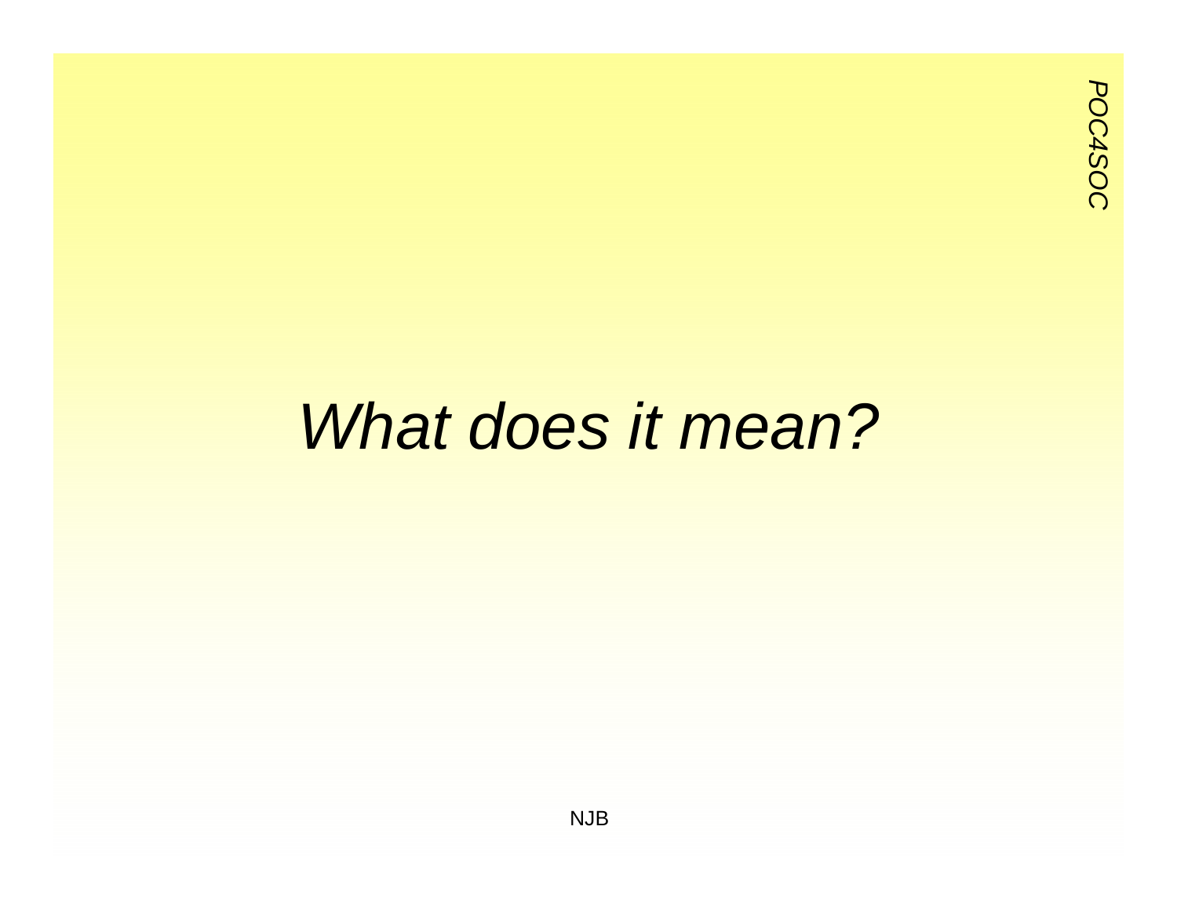# *What does it mean?*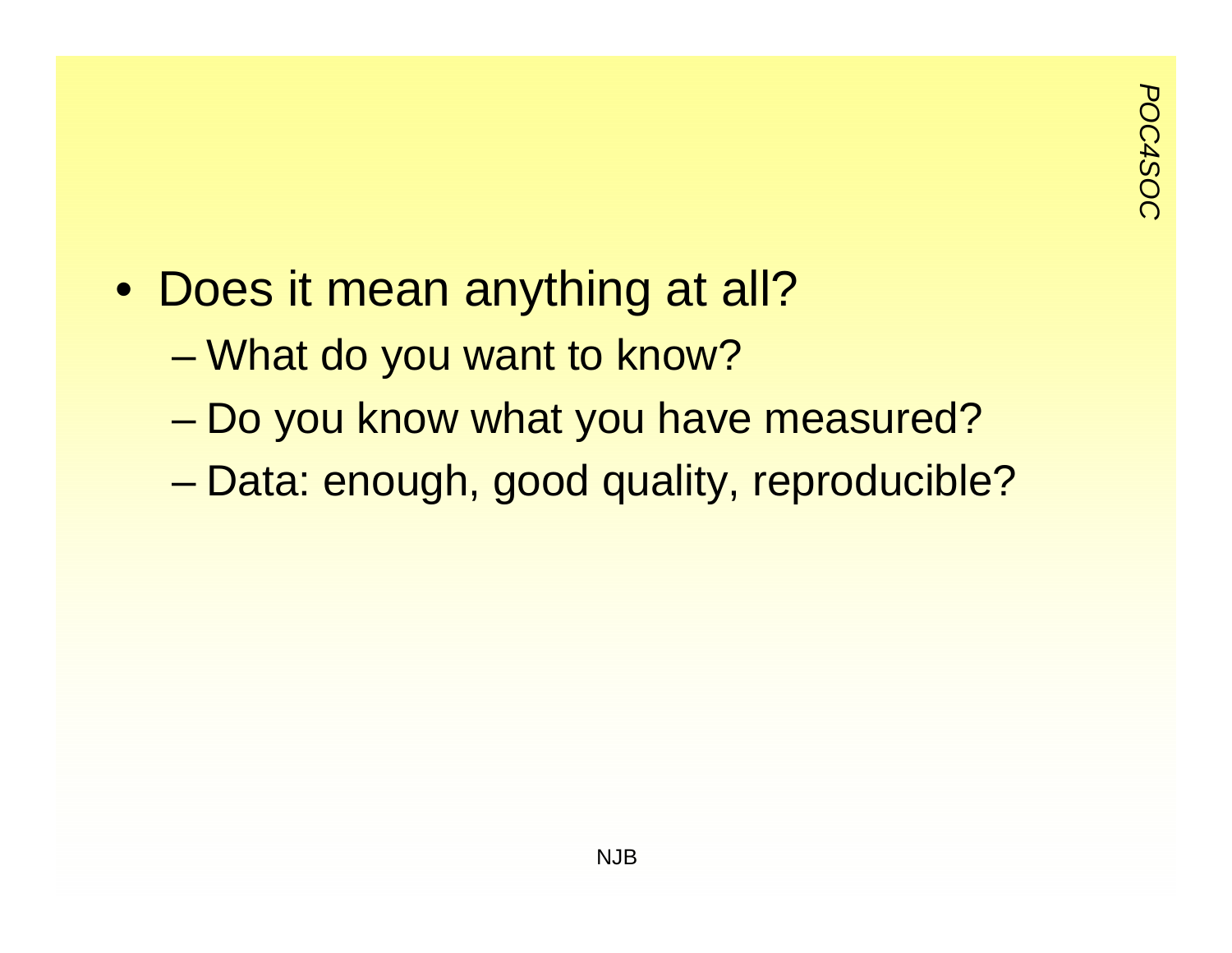- Does it mean anything at all?
  - What do you want to know?
  - Do you know what you have measured?
  - Data: enough, good quality, reproducible?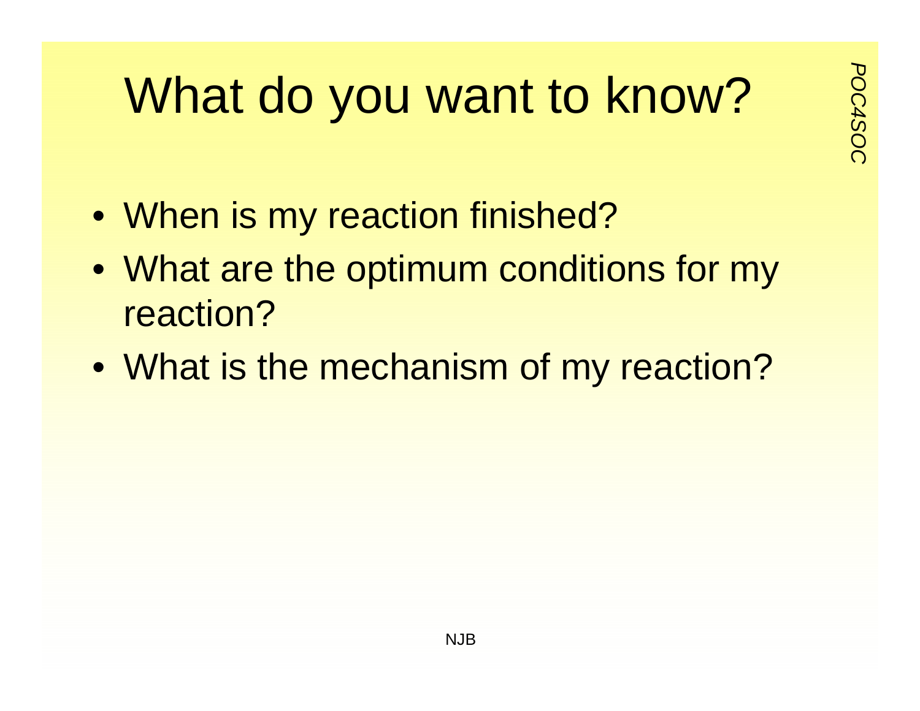# What do you want to know?

- When is my reaction finished?
- What are the optimum conditions for my reaction?
- What is the mechanism of my reaction?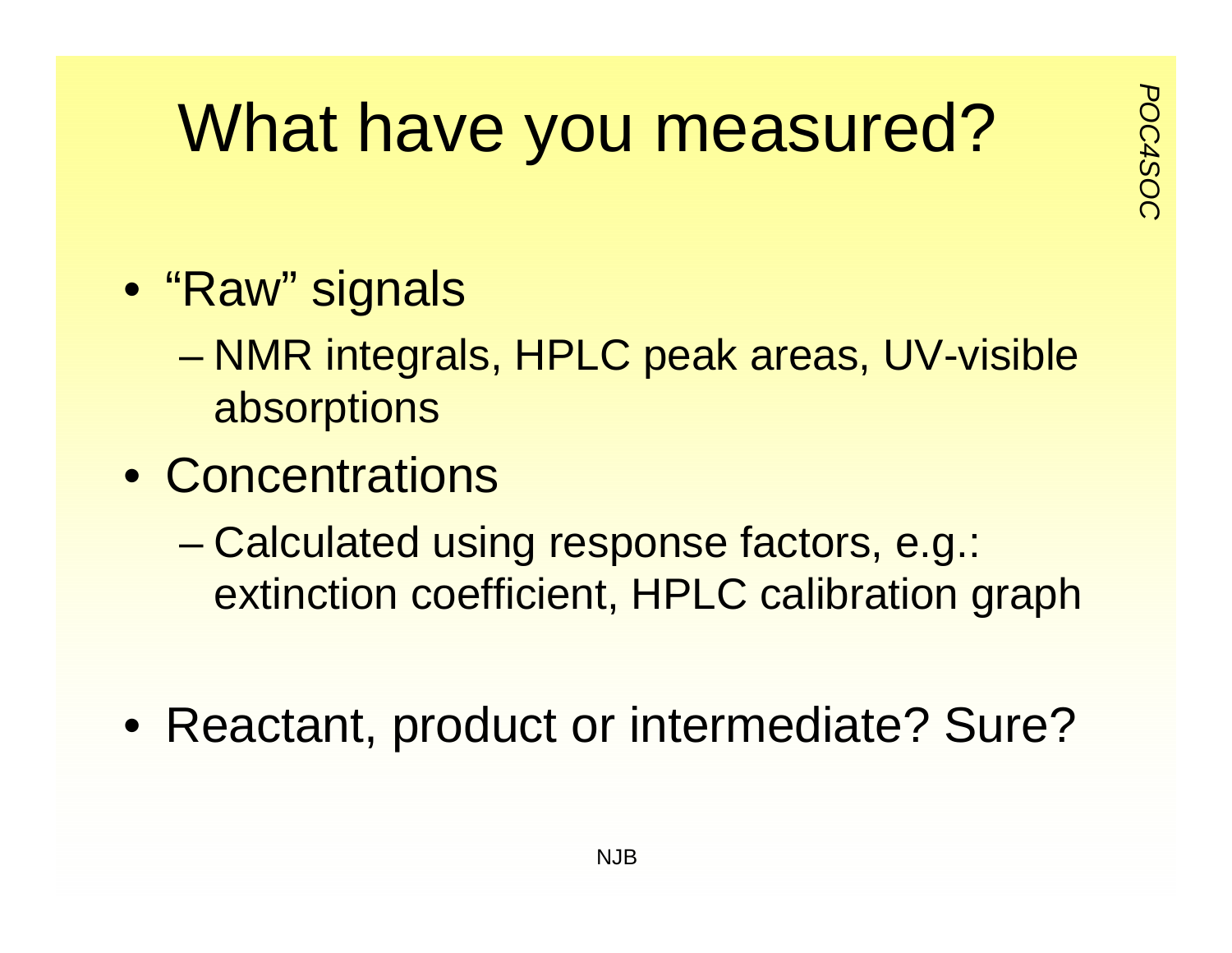# What have you measured?

- "Raw" signals
  - NMR integrals, HPLC peak areas, UV-visible absorptions
- Concentrations
  - Calculated using response factors, e.g.: extinction coefficient, HPLC calibration graph

- Reactant, product or intermediate? Sure?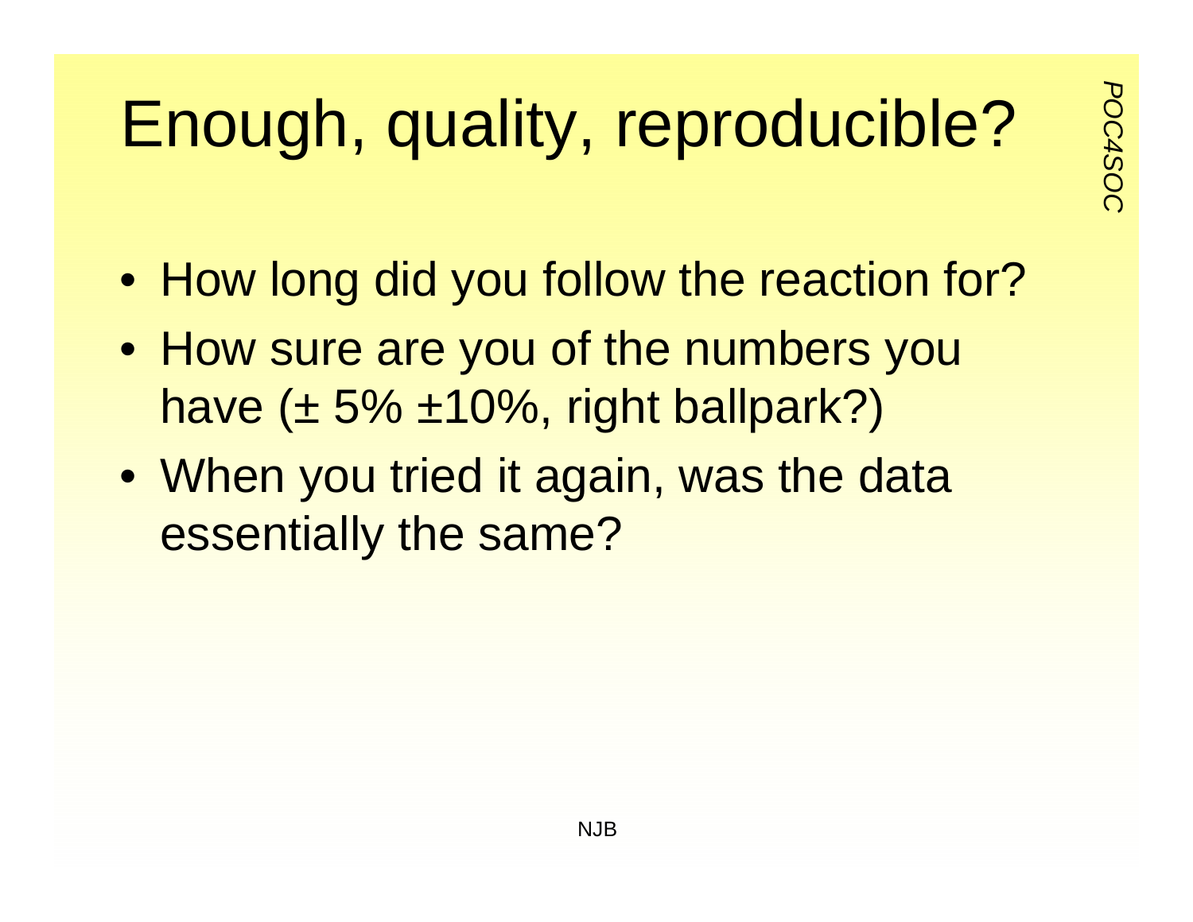# Enough, quality, reproducible?

- How long did you follow the reaction for?
- How sure are you of the numbers you have (± 5% ±10%, right ballpark?)
- When you tried it again, was the data essentially the same?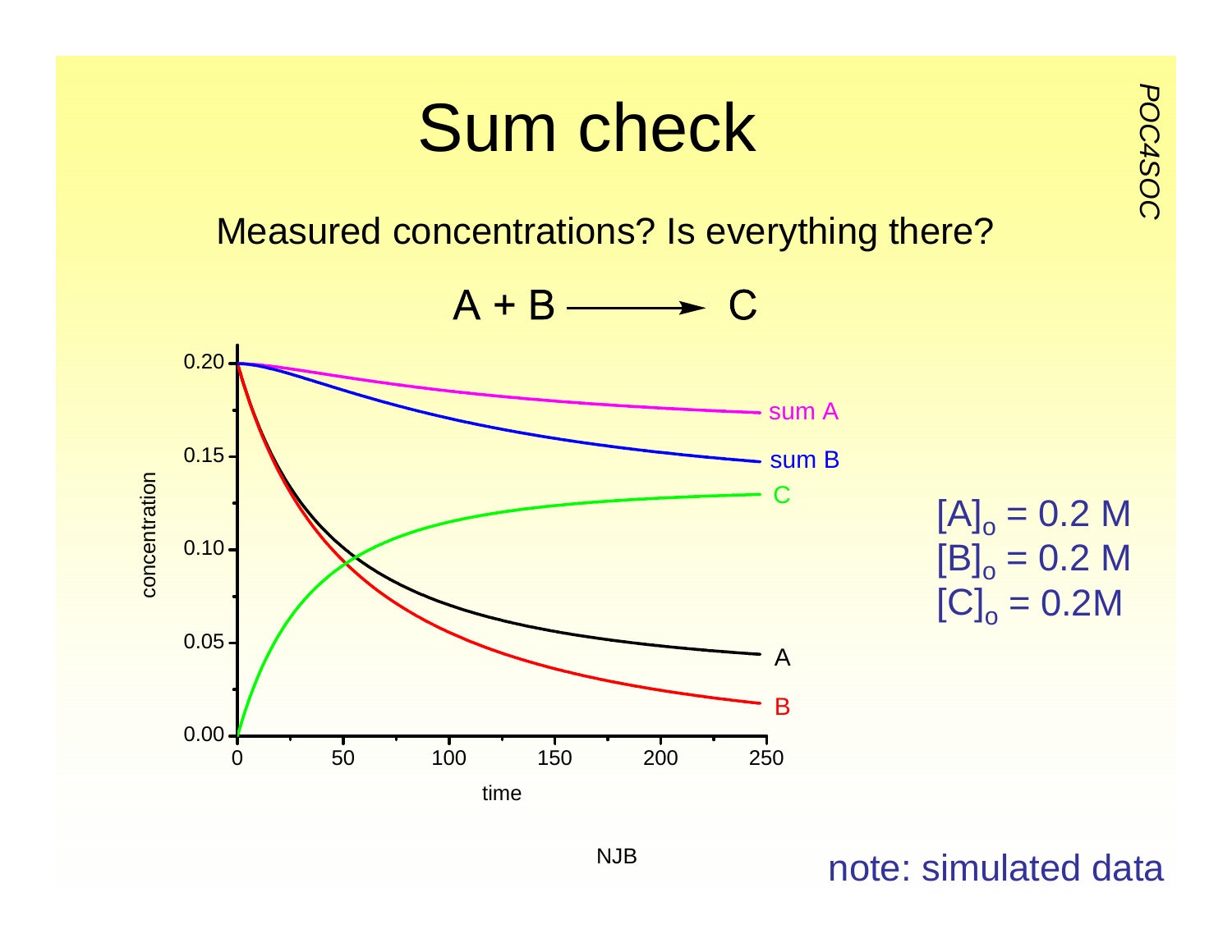# Sum check

Measured concentrations? Is everything there?

$$A + B \longrightarrow C$$

$[A]_o = 0.2$ M
$[B]_o = 0.2$ M
$[C]_o = 0.2$M

note: simulated data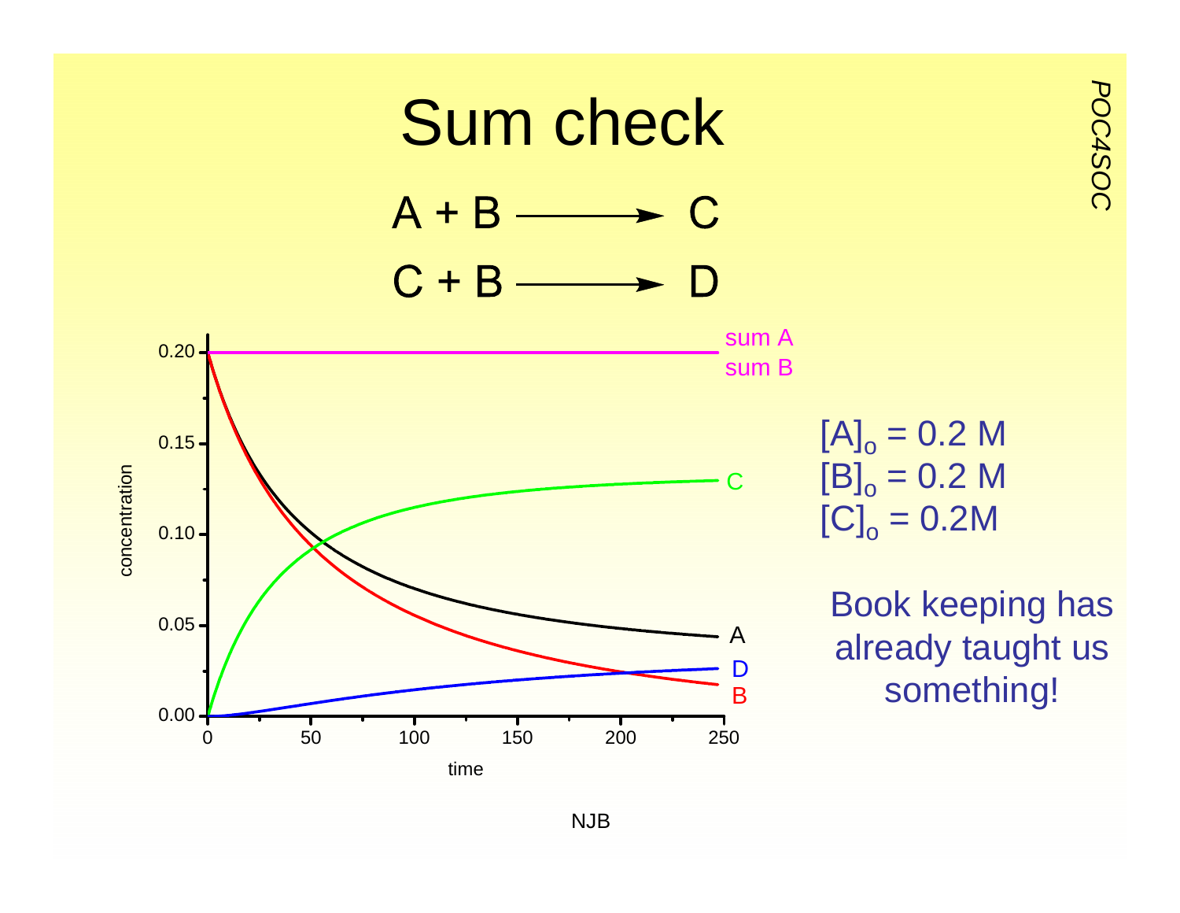# Sum check

$$A + B \longrightarrow C$$

$$C + B \longrightarrow D$$

$[A]_o = 0.2$ M
$[B]_o = 0.2$ M
$[C]_o = 0.2$M

Book keeping has already taught us something!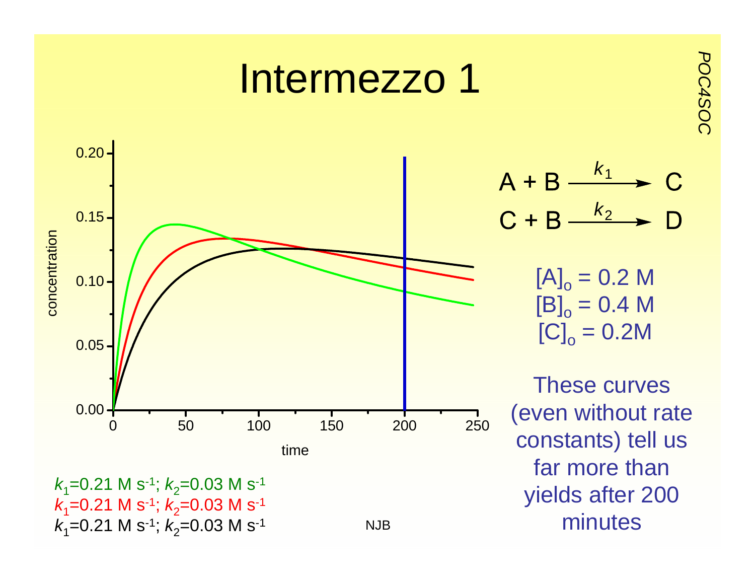# Intermezzo 1

$$A + B \xrightarrow{k_1} C$$

$$C + B \xrightarrow{k_2} D$$

$[A]_o$ = 0.2 M
$[B]_o$ = 0.4 M
$[C]_o$ = 0.2M

These curves (even without rate constants) tell us far more than yields after 200 minutes

$k_1$=0.21 M $s^{-1}$; $k_2$=0.03 M $s^{-1}$
$k_1$=0.21 M $s^{-1}$; $k_2$=0.03 M $s^{-1}$
$k_1$=0.21 M $s^{-1}$; $k_2$=0.03 M $s^{-1}$

NJB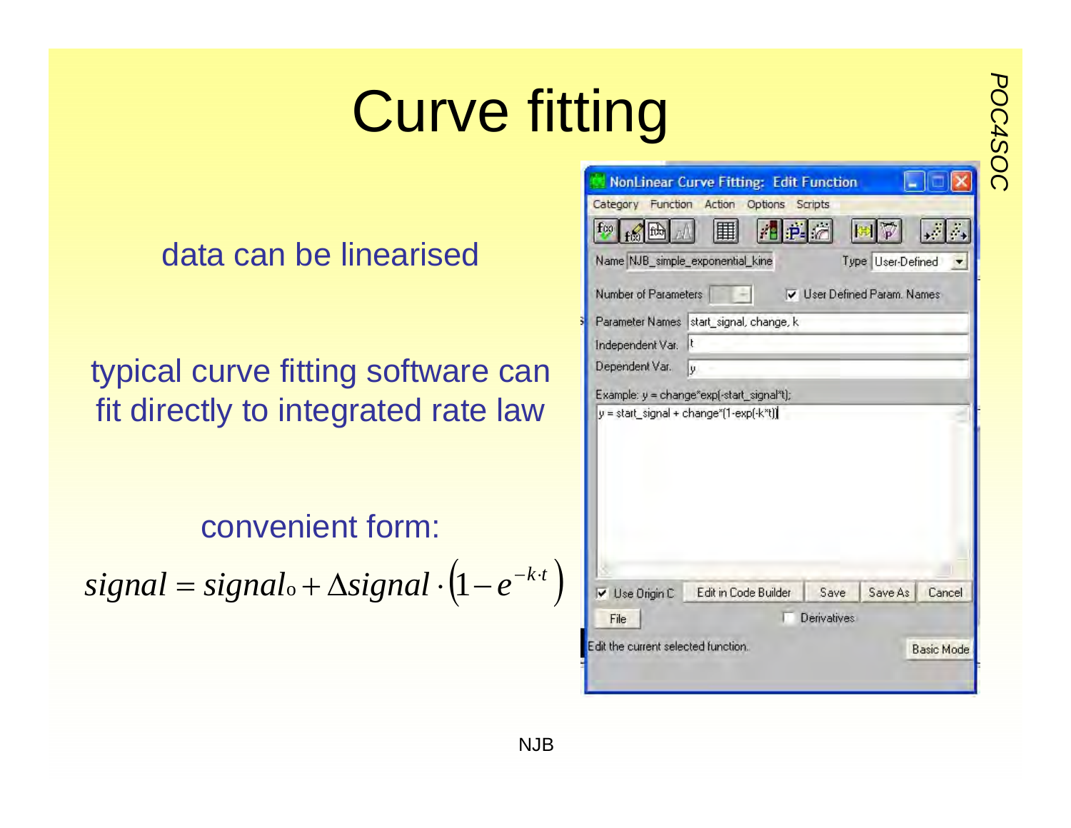# Curve fitting

data can be linearised

typical curve fitting software can fit directly to integrated rate law

convenient form:

$$signal = signal_o + \Delta signal \cdot \left(1 - e^{-k \cdot t}\right)$$

NonLinear Curve Fitting: Edit Function

Category Function Action Options Scripts

Name NJB_simple_exponential_kine Type User-Defined

Number of Parameters ☑ User Defined Param. Names

Parameter Names start_signal, change, k

Independent Var. t

Dependent Var. y

Example: y = change*exp(-start_signal*t);

```
y = start_signal + change*(1-exp(-k*t))
```

☑ Use Origin C | Edit in Code Builder | Save | Save As | Cancel

File ☐ Derivatives

Edit the current selected function. Basic Mode

NJB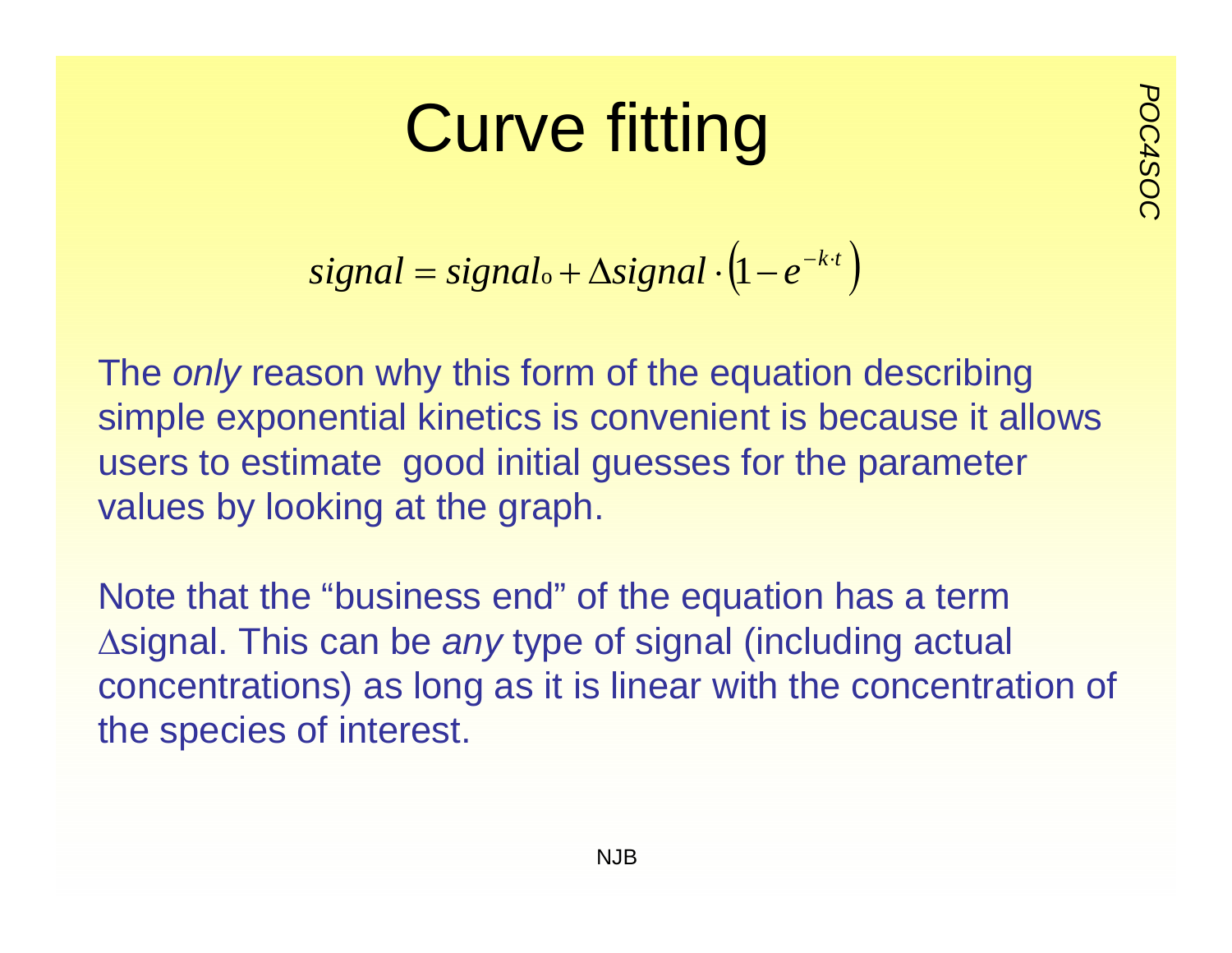# Curve fitting

$$signal = signal_{o} + \Delta signal \cdot \left(1 - e^{-k \cdot t}\right)$$

The *only* reason why this form of the equation describing simple exponential kinetics is convenient is because it allows users to estimate good initial guesses for the parameter values by looking at the graph.

Note that the "business end" of the equation has a term $\Delta$signal. This can be *any* type of signal (including actual concentrations) as long as it is linear with the concentration of the species of interest.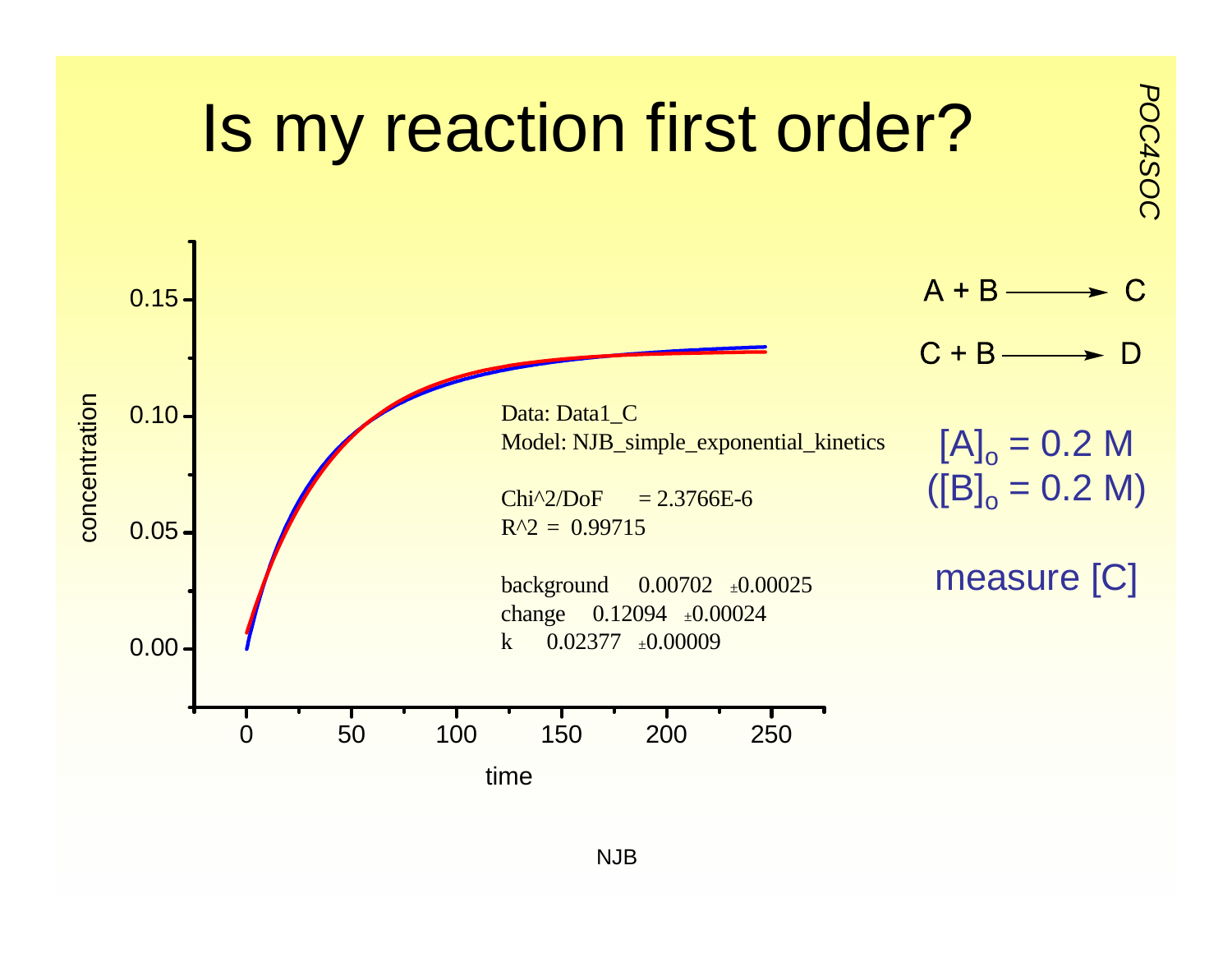# Is my reaction first order?

$$A + B \longrightarrow C$$

$$C + B \longrightarrow D$$

$[A]_o$ = 0.2 M

($[B]_o$ = 0.2 M)

measure [C]

Data: Data1_C
Model: NJB_simple_exponential_kinetics

Chi^2/DoF = 2.3766E-6
R^2 = 0.99715

background 0.00702 ±0.00025
change 0.12094 ±0.00024
k 0.02377 ±0.00009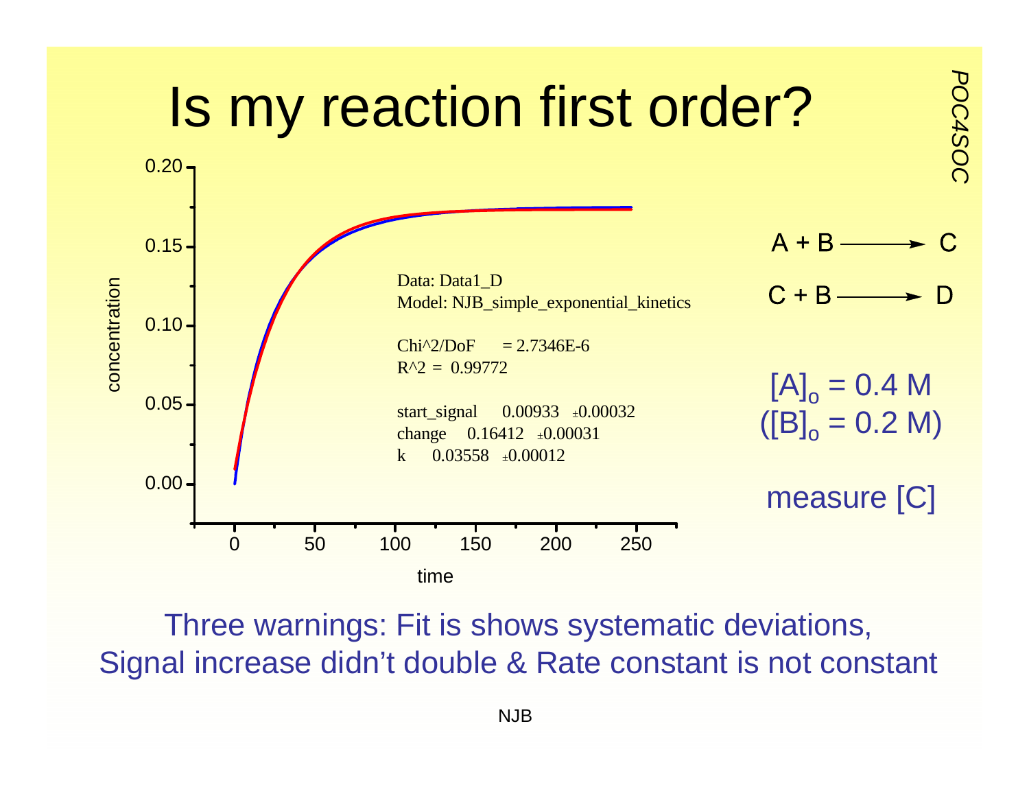# Is my reaction first order?

Data: Data1_D
Model: NJB_simple_exponential_kinetics

Chi^2/DoF = 2.7346E-6
R^2 = 0.99772

start_signal 0.00933 ±0.00032
change 0.16412 ±0.00031
k 0.03558 ±0.00012

$A + B \longrightarrow C$

$C + B \longrightarrow D$

$[A]_o = 0.4$ M
($[B]_o = 0.2$ M)

measure [C]

Three warnings: Fit is shows systematic deviations, Signal increase didn't double & Rate constant is not constant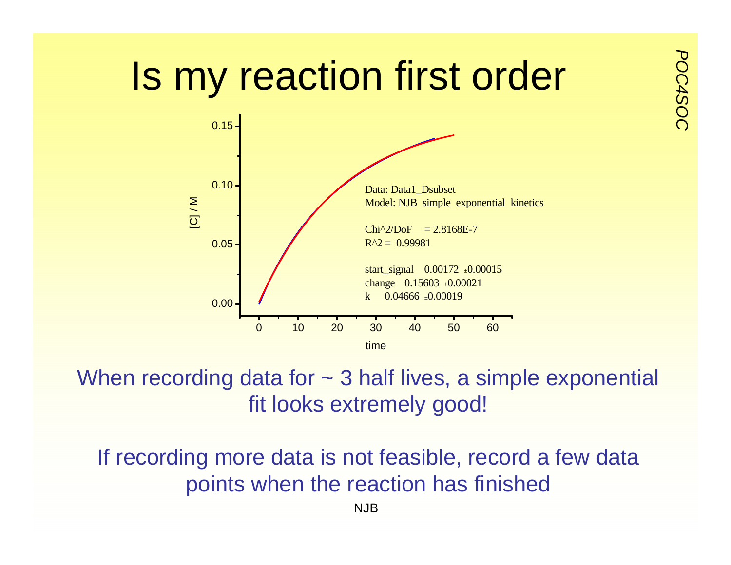# Is my reaction first order

Data: Data1_Dsubset
Model: NJB_simple_exponential_kinetics

Chi^2/DoF = 2.8168E-7
R^2 = 0.99981

start_signal 0.00172 ±0.00015
change 0.15603 ±0.00021
k 0.04666 ±0.00019

When recording data for ~ 3 half lives, a simple exponential fit looks extremely good!

If recording more data is not feasible, record a few data points when the reaction has finished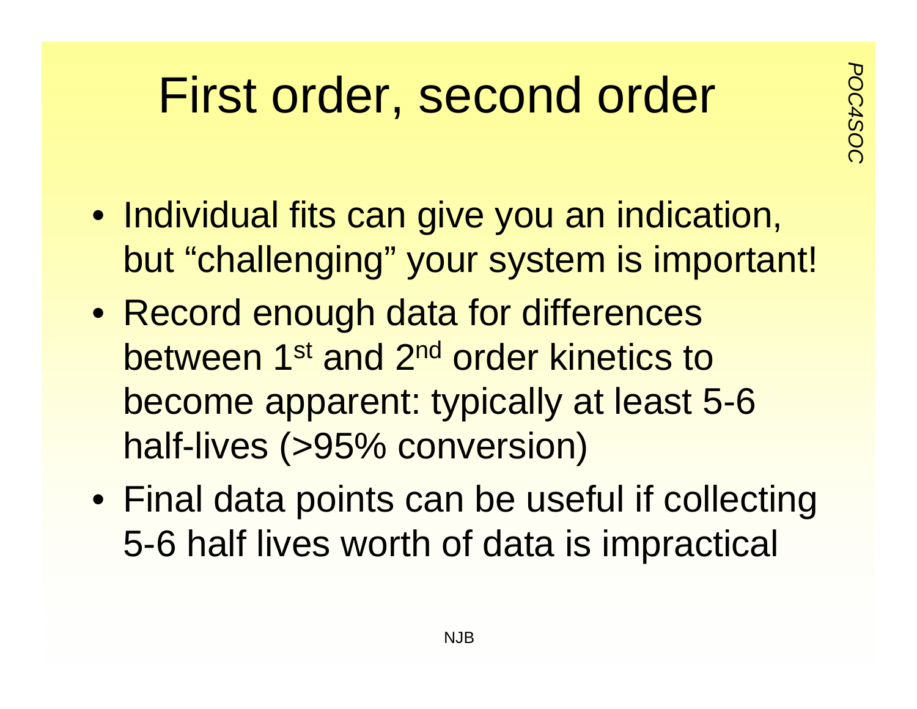# First order, second order

- Individual fits can give you an indication, but “challenging” your system is important!
- Record enough data for differences between 1$^{st}$ and 2$^{nd}$ order kinetics to become apparent: typically at least 5-6 half-lives (>95% conversion)
- Final data points can be useful if collecting 5-6 half lives worth of data is impractical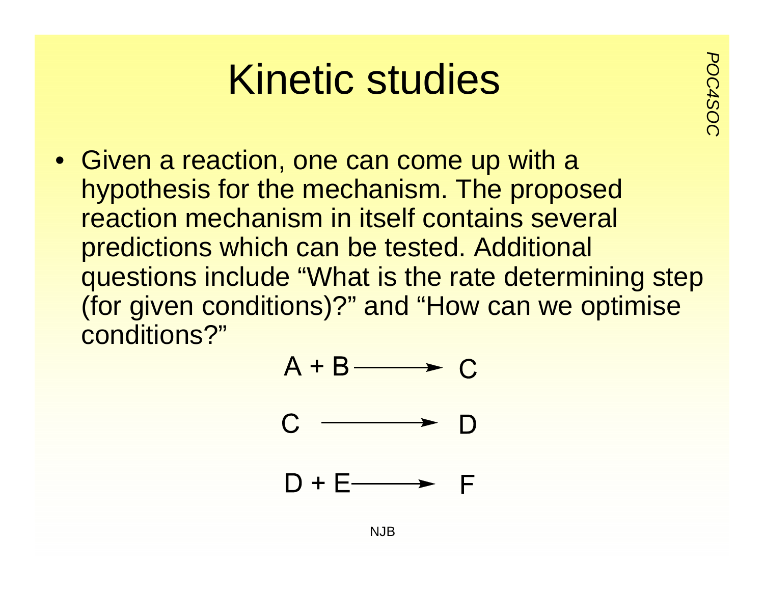# Kinetic studies

- Given a reaction, one can come up with a hypothesis for the mechanism. The proposed reaction mechanism in itself contains several predictions which can be tested. Additional questions include "What is the rate determining step (for given conditions)?" and "How can we optimise conditions?"

$$A + B \longrightarrow C$$

$$C \longrightarrow D$$

$$D + E \longrightarrow F$$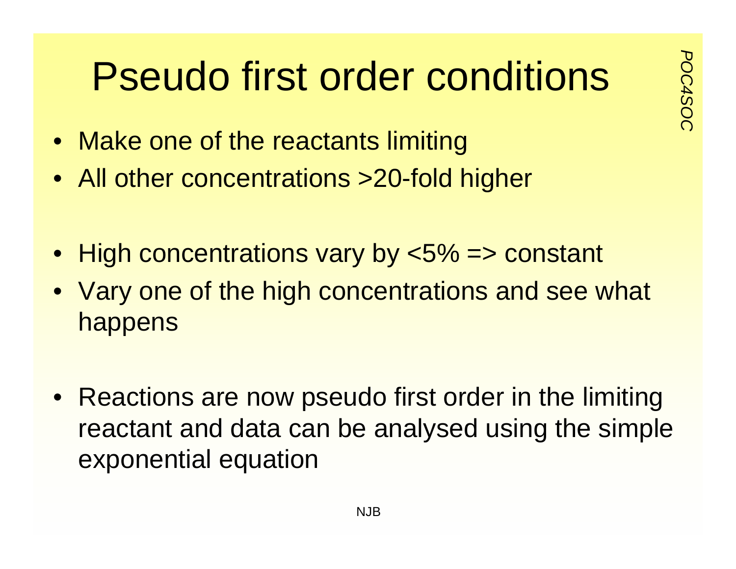# Pseudo first order conditions

- Make one of the reactants limiting
- All other concentrations >20-fold higher

- High concentrations vary by <5% => constant
- Vary one of the high concentrations and see what happens

- Reactions are now pseudo first order in the limiting reactant and data can be analysed using the simple exponential equation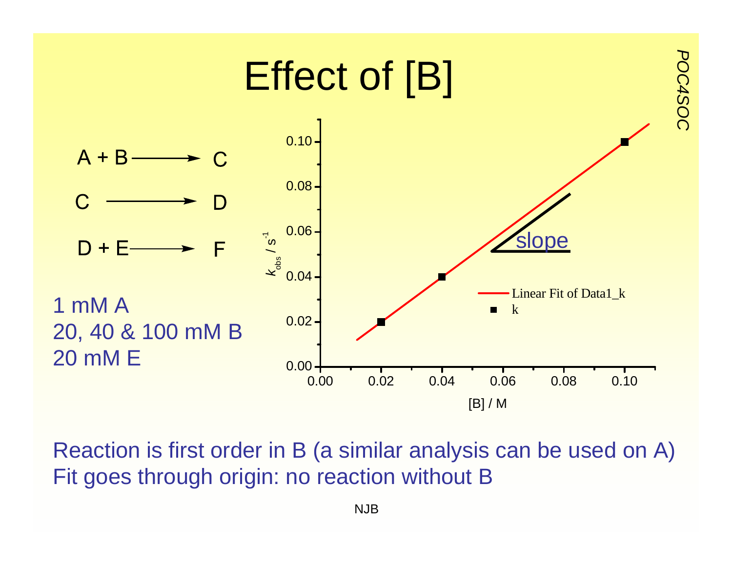# Effect of [B]

$$A + B \longrightarrow C$$

$$C \longrightarrow D$$

$$D + E \longrightarrow F$$

1 mM A
20, 40 & 100 mM B
20 mM E

Reaction is first order in B (a similar analysis can be used on A)
Fit goes through origin: no reaction without B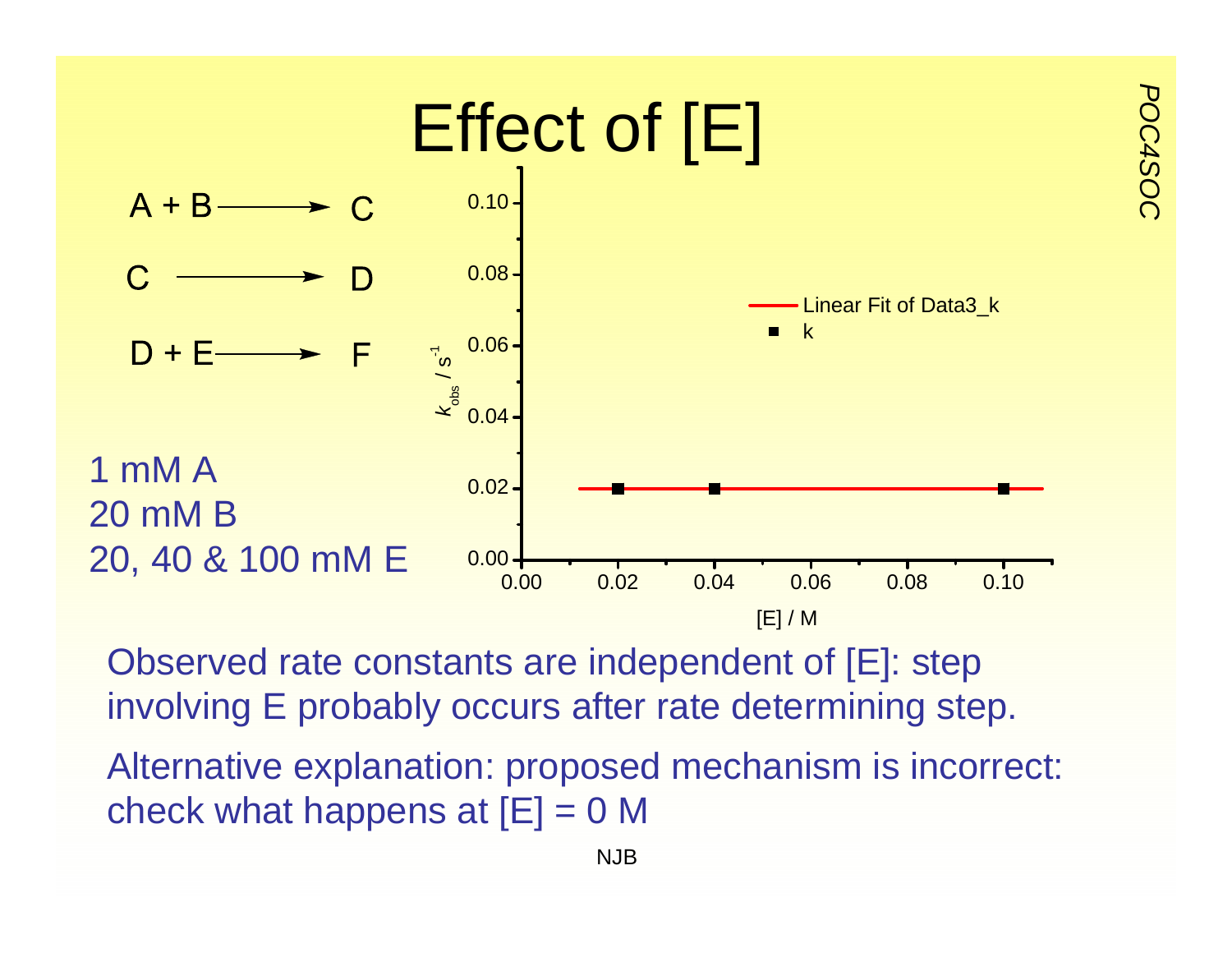# Effect of [E]

$$A + B \longrightarrow C$$

$$C \longrightarrow D$$

$$D + E \longrightarrow F$$

1 mM A
20 mM B
20, 40 & 100 mM E

Observed rate constants are independent of [E]: step involving E probably occurs after rate determining step.

Alternative explanation: proposed mechanism is incorrect: check what happens at [E] = 0 M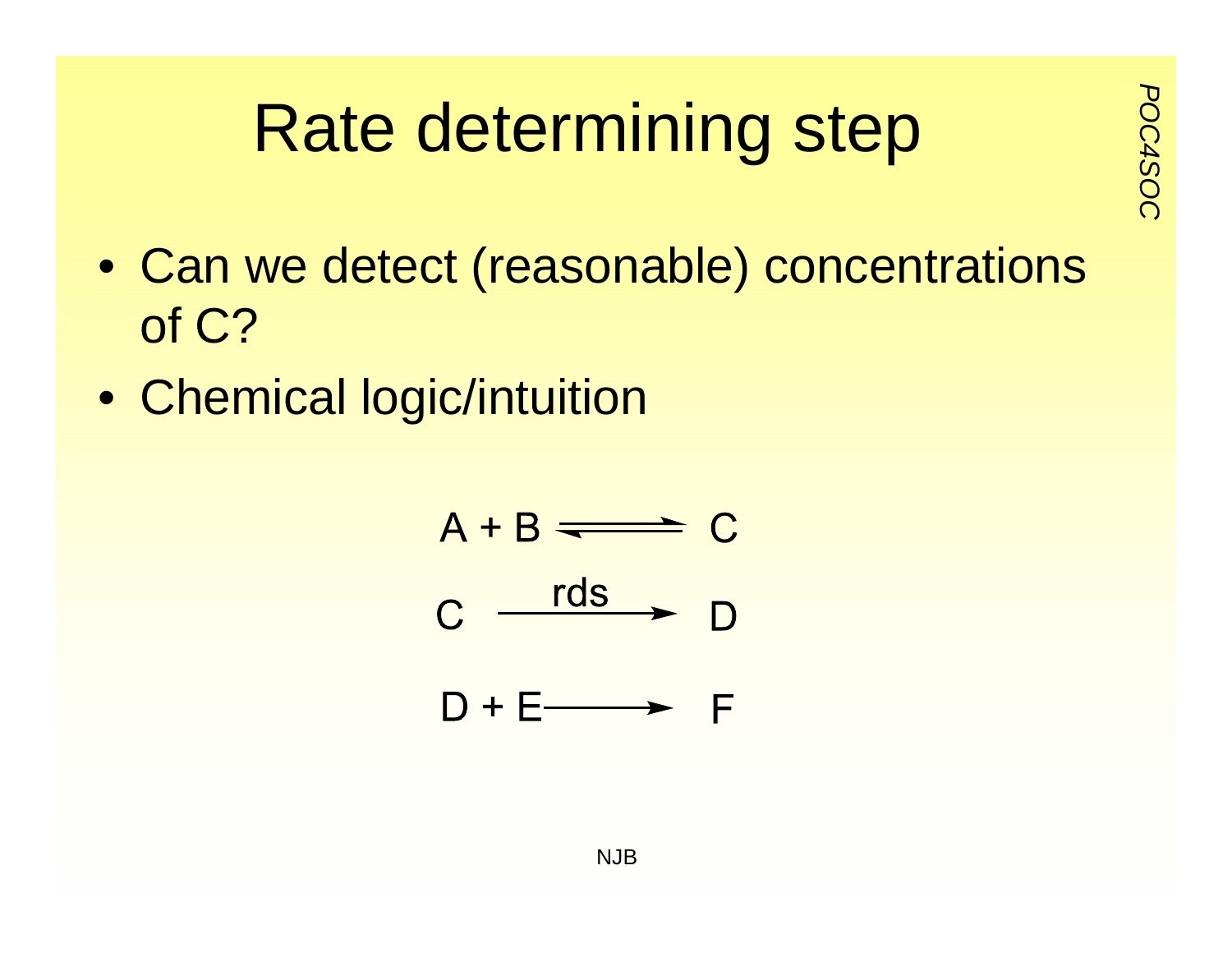# Rate determining step

- Can we detect (reasonable) concentrations of C?
- Chemical logic/intuition

$$A + B \rightleftharpoons C$$

$$C \xrightarrow{\text{rds}} D$$

$$D + E \longrightarrow F$$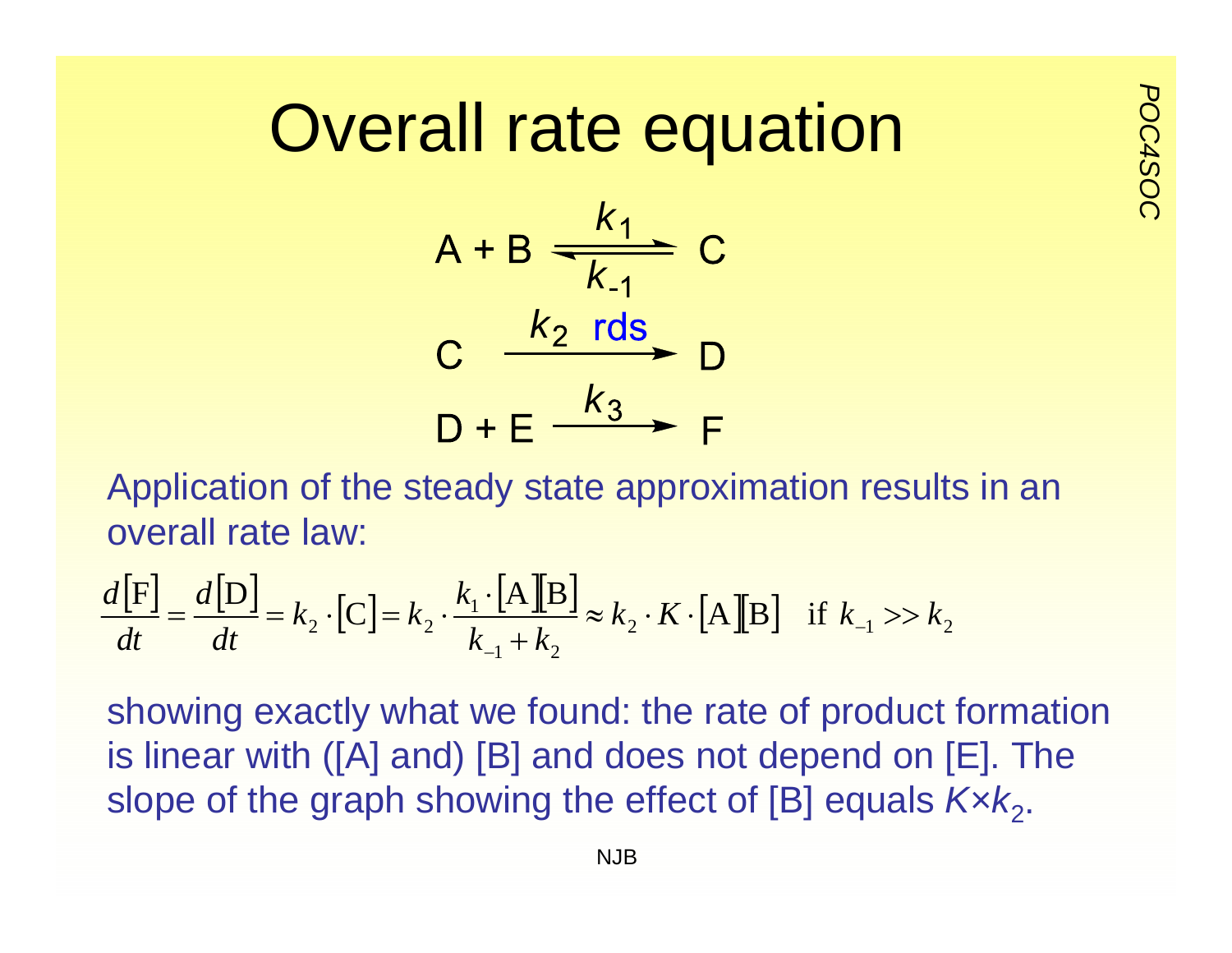# Overall rate equation

$$A + B \underset{k_{-1}}{\overset{k_1}{\rightleftharpoons}} C$$

$$C \xrightarrow{k_2 \text{ rds}} D$$

$$D + E \xrightarrow{k_3} F$$

Application of the steady state approximation results in an overall rate law:

$$\frac{d[\mathrm{F}]}{dt} = \frac{d[\mathrm{D}]}{dt} = k_2 \cdot [\mathrm{C}] = k_2 \cdot \frac{k_1 \cdot [\mathrm{A}][\mathrm{B}]}{k_{-1} + k_2} \approx k_2 \cdot K \cdot [\mathrm{A}][\mathrm{B}] \quad \text{if } k_{-1} >> k_2$$

showing exactly what we found: the rate of product formation is linear with ([A] and) [B] and does not depend on [E]. The slope of the graph showing the effect of [B] equals $K \times k_2$.

NJB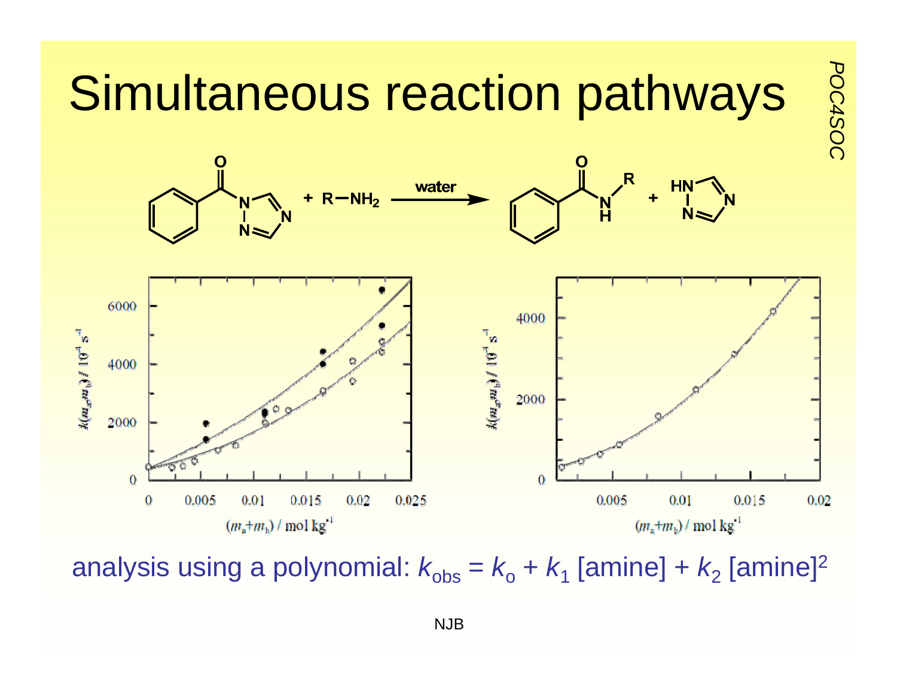# Simultaneous reaction pathways

analysis using a polynomial: $k_{obs} = k_o + k_1\,[\text{amine}] + k_2\,[\text{amine}]^2$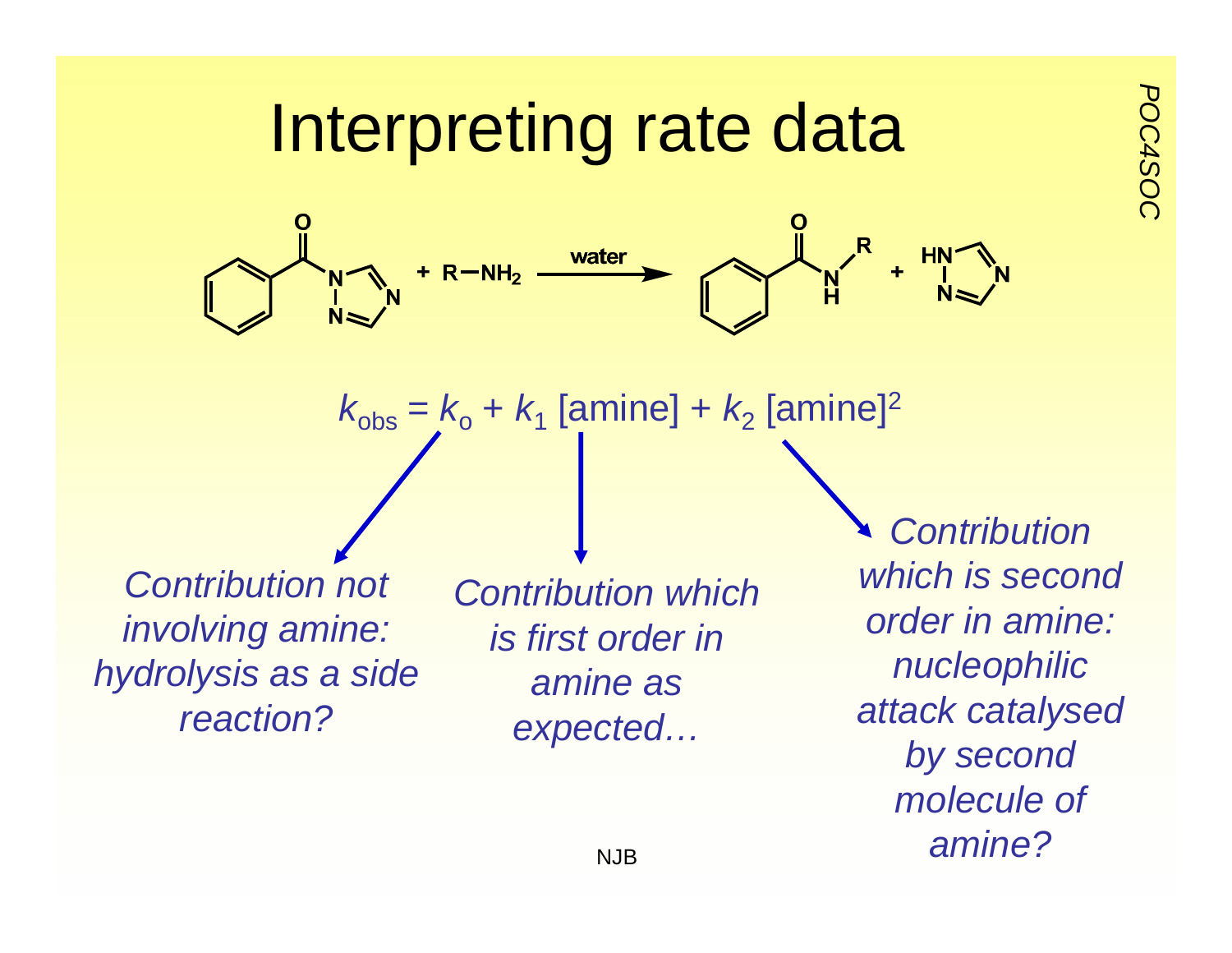# Interpreting rate data

Benzoyl-1,2,4-triazole + $R{-}NH_2$ $\xrightarrow{\text{water}}$ $PhC(O)NHR$ + 1,2,4-triazole

$$k_{obs} = k_o + k_1\,[\text{amine}] + k_2\,[\text{amine}]^2$$

- $k_o$: *Contribution not involving amine: hydrolysis as a side reaction?*
- $k_1\,[\text{amine}]$: *Contribution which is first order in amine as expected…*
- $k_2\,[\text{amine}]^2$: *Contribution which is second order in amine: nucleophilic attack catalysed by second molecule of amine?*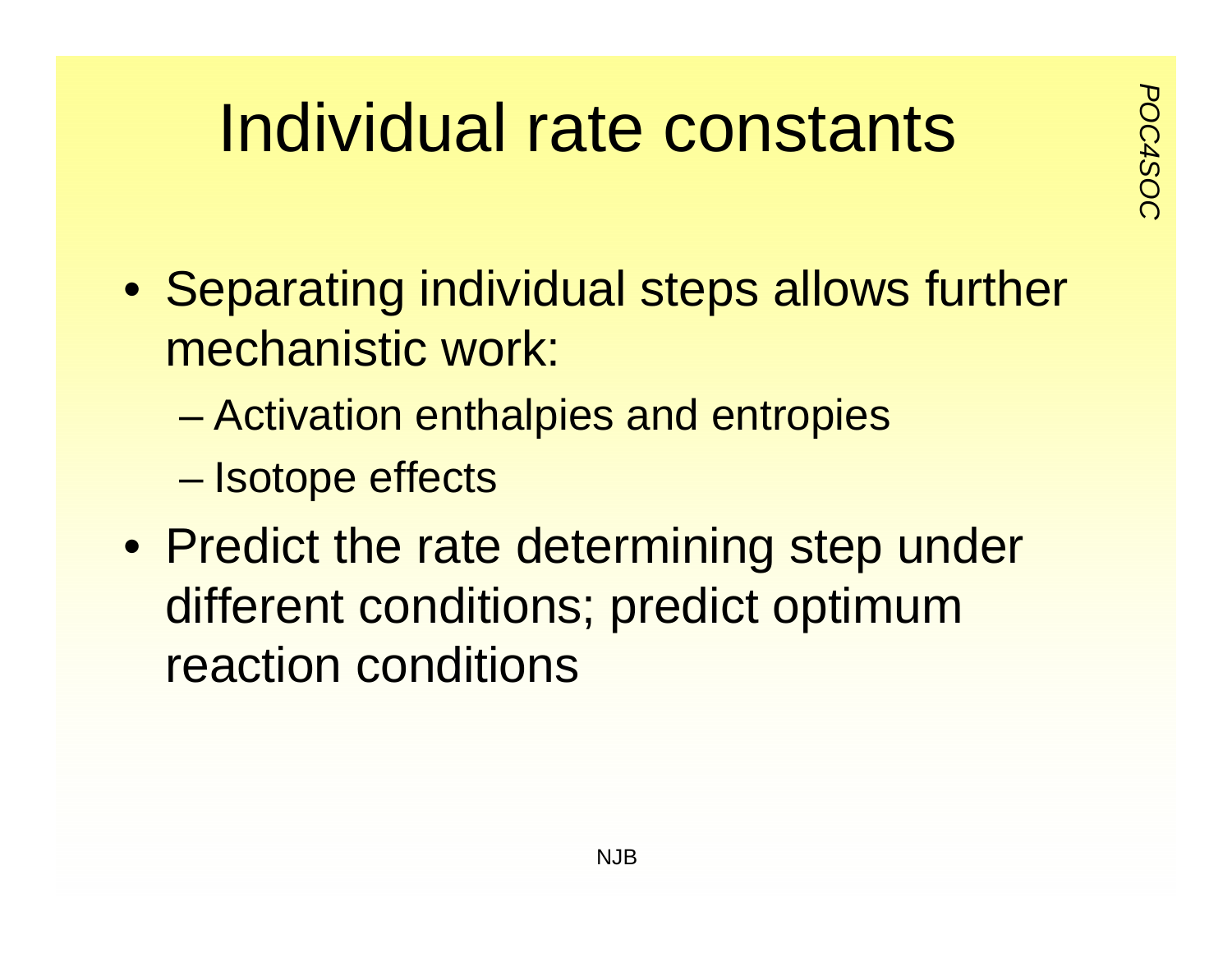# Individual rate constants

- Separating individual steps allows further mechanistic work:
  - Activation enthalpies and entropies
  - Isotope effects
- Predict the rate determining step under different conditions; predict optimum reaction conditions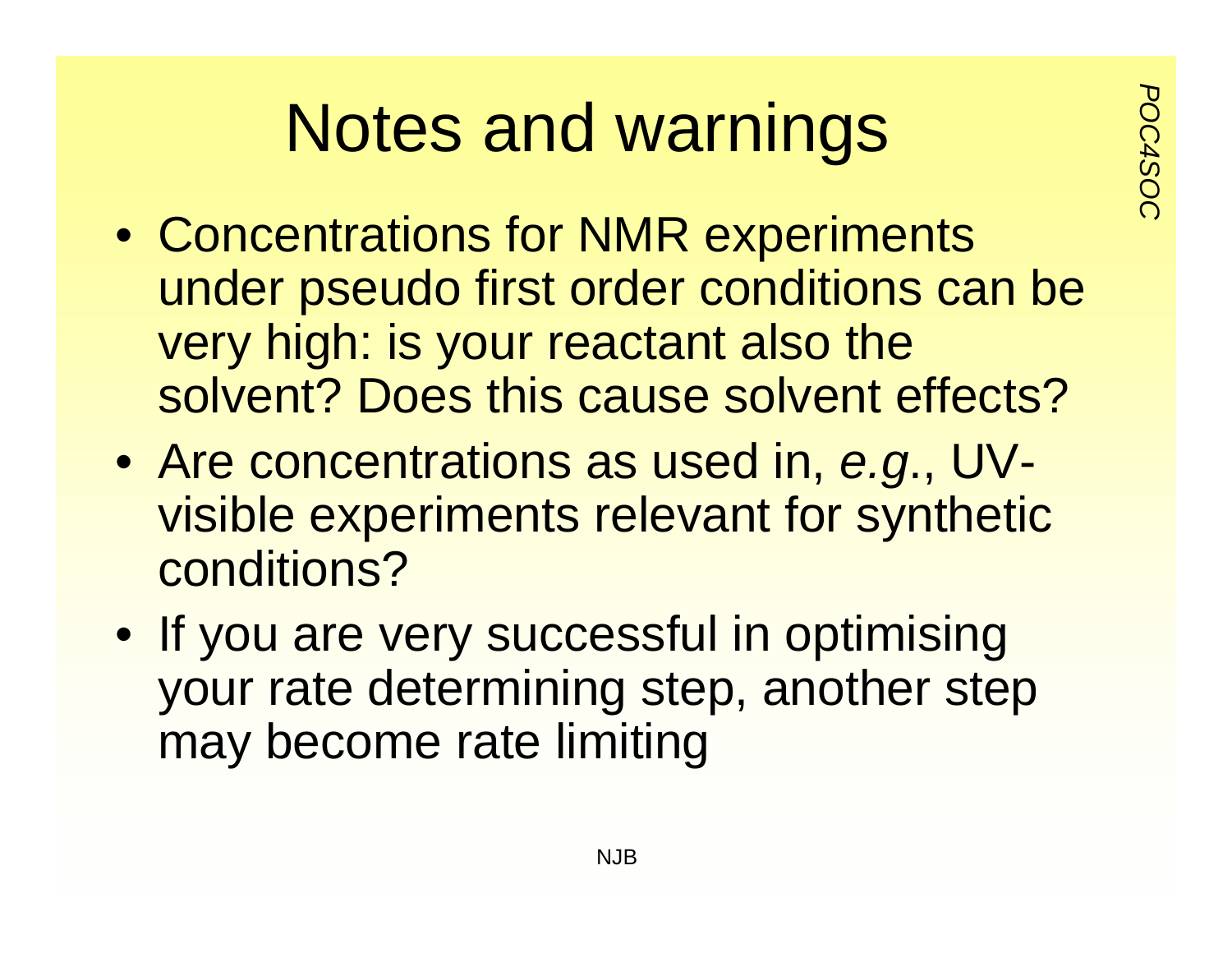# Notes and warnings

- Concentrations for NMR experiments under pseudo first order conditions can be very high: is your reactant also the solvent? Does this cause solvent effects?
- Are concentrations as used in, *e.g*., UV-visible experiments relevant for synthetic conditions?
- If you are very successful in optimising your rate determining step, another step may become rate limiting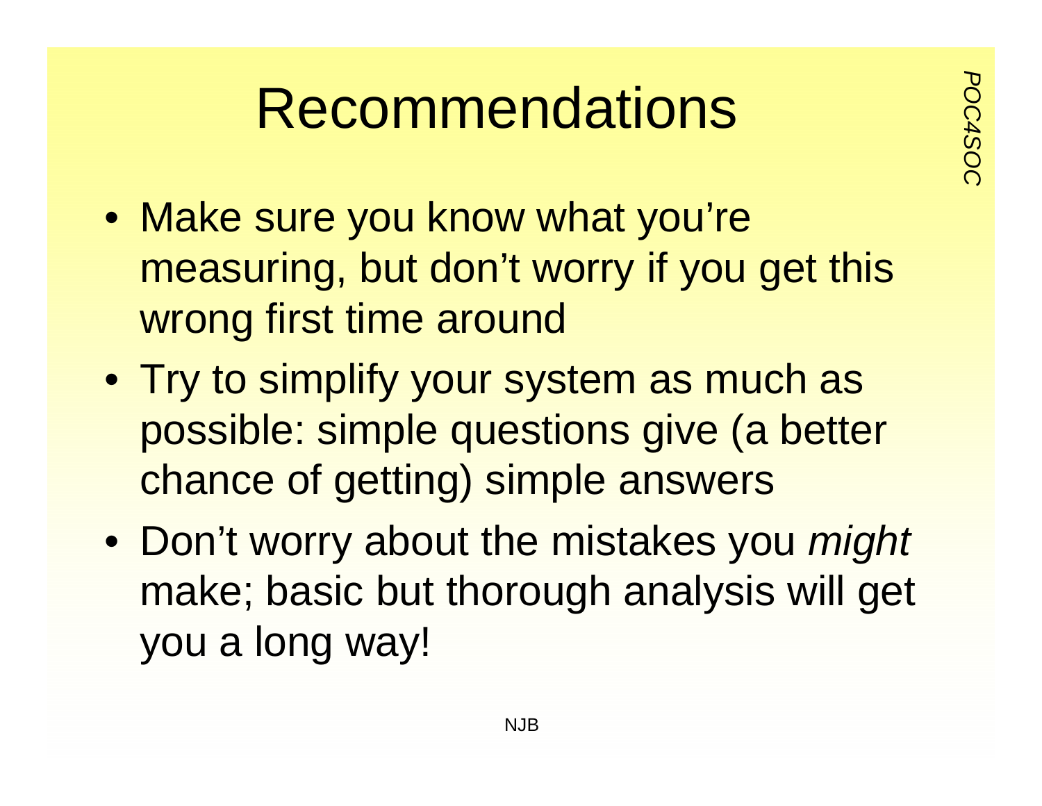# Recommendations

- Make sure you know what you're measuring, but don't worry if you get this wrong first time around
- Try to simplify your system as much as possible: simple questions give (a better chance of getting) simple answers
- Don't worry about the mistakes you *might* make; basic but thorough analysis will get you a long way!